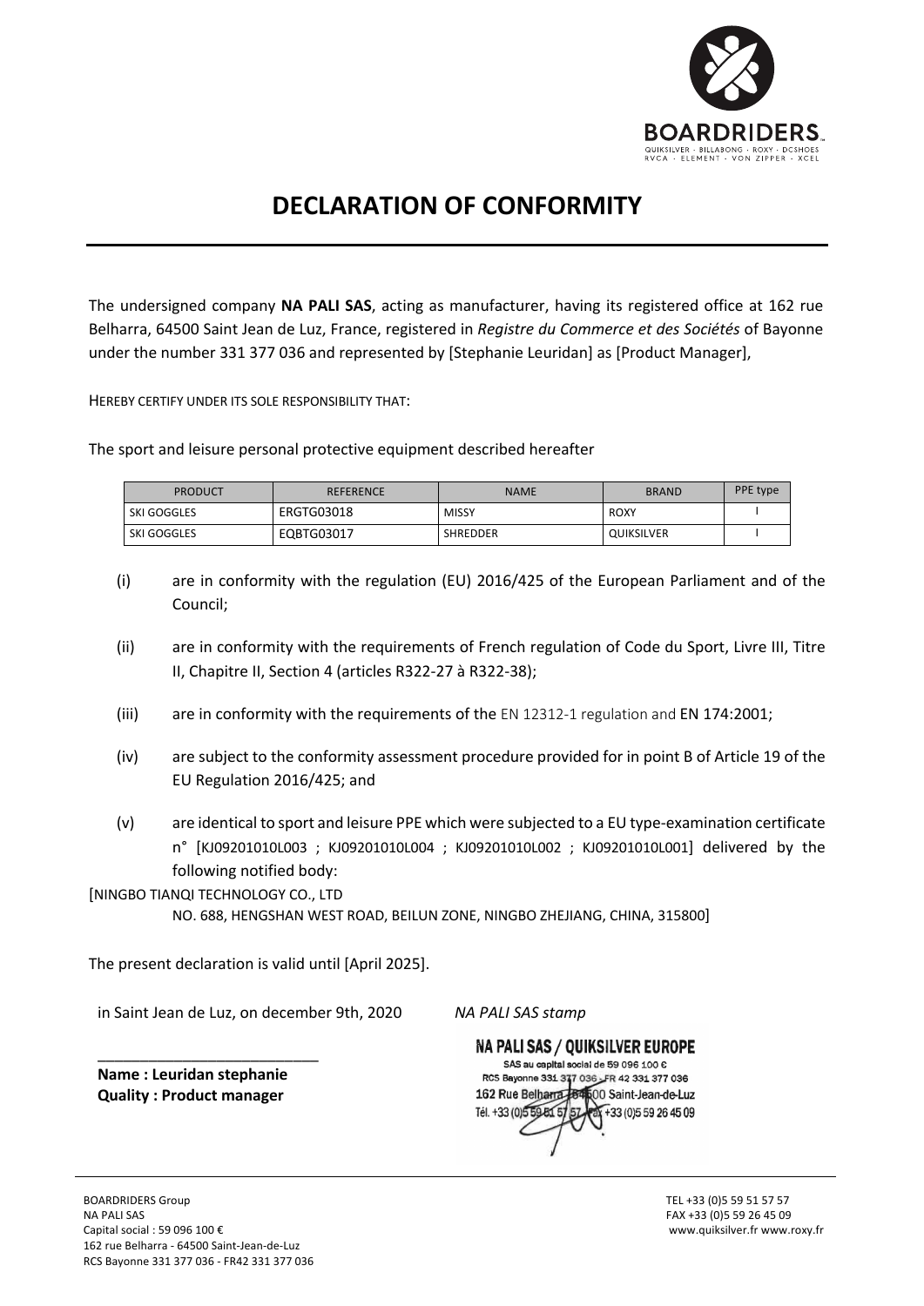# DECLARATION OF CONFORMITY

The undersigned company **NA PALI SAS**, acting as manufacturer, having its registered office at 162 rue Belharra, 64500 Saint Jean de Luz, France, registered in *Registre du Commerce et des Sociétés* of Bayonne under the number 331 377 036 and represented by [Stephanie Leuridan] as [Product Manager],

HEREBY CERTIFY UNDER ITS SOLE RESPONSIBILITY THAT:

The sport and leisure personal protective equipment described hereafter

| PRODUCT | REFERENCE | NAME | BRAND | PPE type |
|---|---|---|---|---|
| SKI GOGGLES | ERGTG03018 | MISSY | ROXY | I |
| SKI GOGGLES | EQBTG03017 | SHREDDER | QUIKSILVER | I |

(i) are in conformity with the regulation (EU) 2016/425 of the European Parliament and of the Council;

(ii) are in conformity with the requirements of French regulation of Code du Sport, Livre III, Titre II, Chapitre II, Section 4 (articles R322-27 à R322-38);

(iii) are in conformity with the requirements of the EN 12312-1 regulation and EN 174:2001;

(iv) are subject to the conformity assessment procedure provided for in point B of Article 19 of the EU Regulation 2016/425; and

(v) are identical to sport and leisure PPE which were subjected to a EU type-examination certificate n° [KJ09201010L003 ; KJ09201010L004 ; KJ09201010L002 ; KJ09201010L001] delivered by the following notified body:

[NINGBO TIANQI TECHNOLOGY CO., LTD
NO. 688, HENGSHAN WEST ROAD, BEILUN ZONE, NINGBO ZHEJIANG, CHINA, 315800]

The present declaration is valid until [April 2025].

in Saint Jean de Luz, on december 9th, 2020

*NA PALI SAS stamp*

NA PALI SAS / QUIKSILVER EUROPE
SAS au capital social de 59 096 100 €
RCS Bayonne 331 377 036 - FR 42 331 377 036
162 Rue Belharra 64500 Saint-Jean-de-Luz
Tél. +33 (0)5 59 51 57 57 Fax +33 (0)5 59 26 45 09

**Name : Leuridan stephanie**
**Quality : Product manager**

BOARDRIDERS Group
NA PALI SAS
Capital social : 59 096 100 €
162 rue Belharra - 64500 Saint-Jean-de-Luz
RCS Bayonne 331 377 036 - FR42 331 377 036

TEL +33 (0)5 59 51 57 57
FAX +33 (0)5 59 26 45 09
www.quiksilver.fr www.roxy.fr